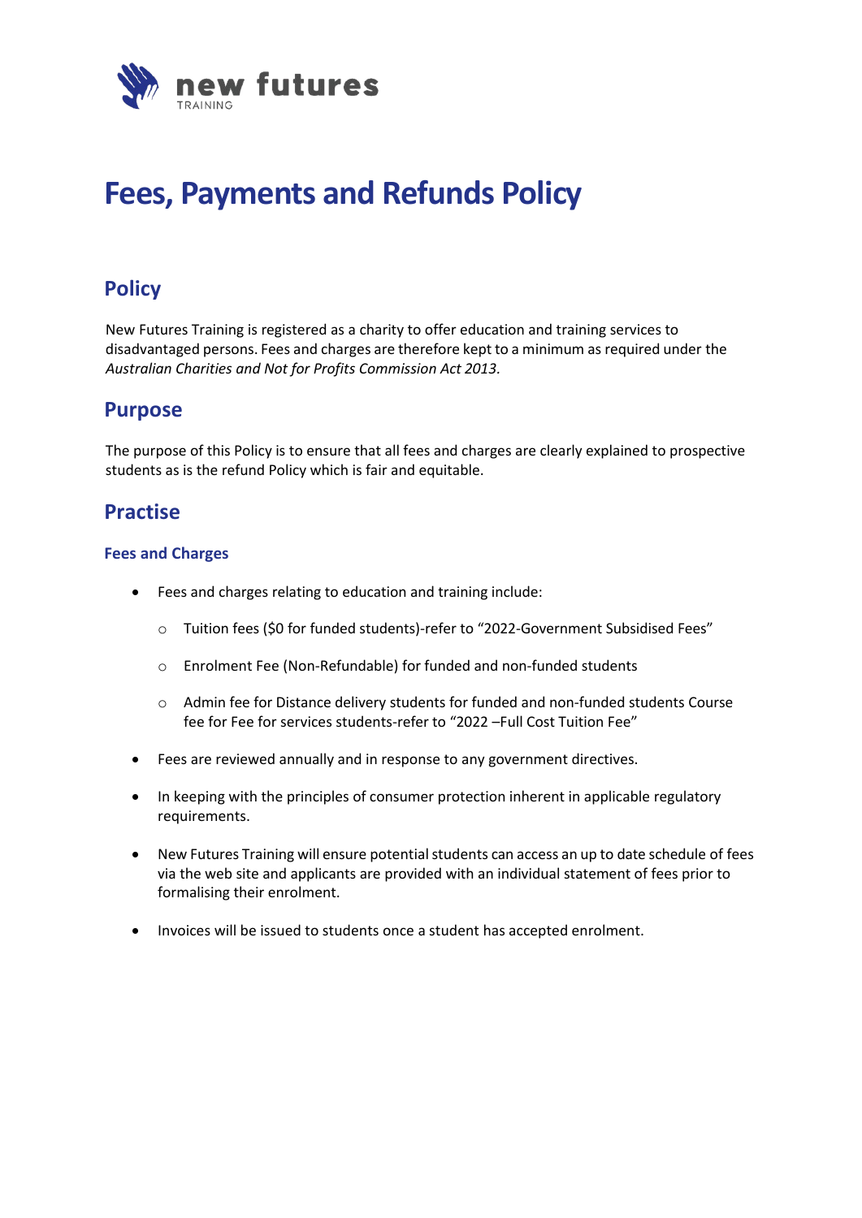# Fees, Payments and Refunds Policy

## Policy

New Futures Training is registered as a charity to offer education and training services to disadvantaged persons. Fees and charges are therefore kept to a minimum as required under the *Australian Charities and Not for Profits Commission Act 2013.*

## Purpose

The purpose of this Policy is to ensure that all fees and charges are clearly explained to prospective students as is the refund Policy which is fair and equitable.

## Practise

### Fees and Charges

- Fees and charges relating to education and training include:
    - Tuition fees ($0 for funded students)-refer to "2022-Government Subsidised Fees"
    - Enrolment Fee (Non-Refundable) for funded and non-funded students
    - Admin fee for Distance delivery students for funded and non-funded students Course fee for Fee for services students-refer to "2022 –Full Cost Tuition Fee"
- Fees are reviewed annually and in response to any government directives.
- In keeping with the principles of consumer protection inherent in applicable regulatory requirements.
- New Futures Training will ensure potential students can access an up to date schedule of fees via the web site and applicants are provided with an individual statement of fees prior to formalising their enrolment.
- Invoices will be issued to students once a student has accepted enrolment.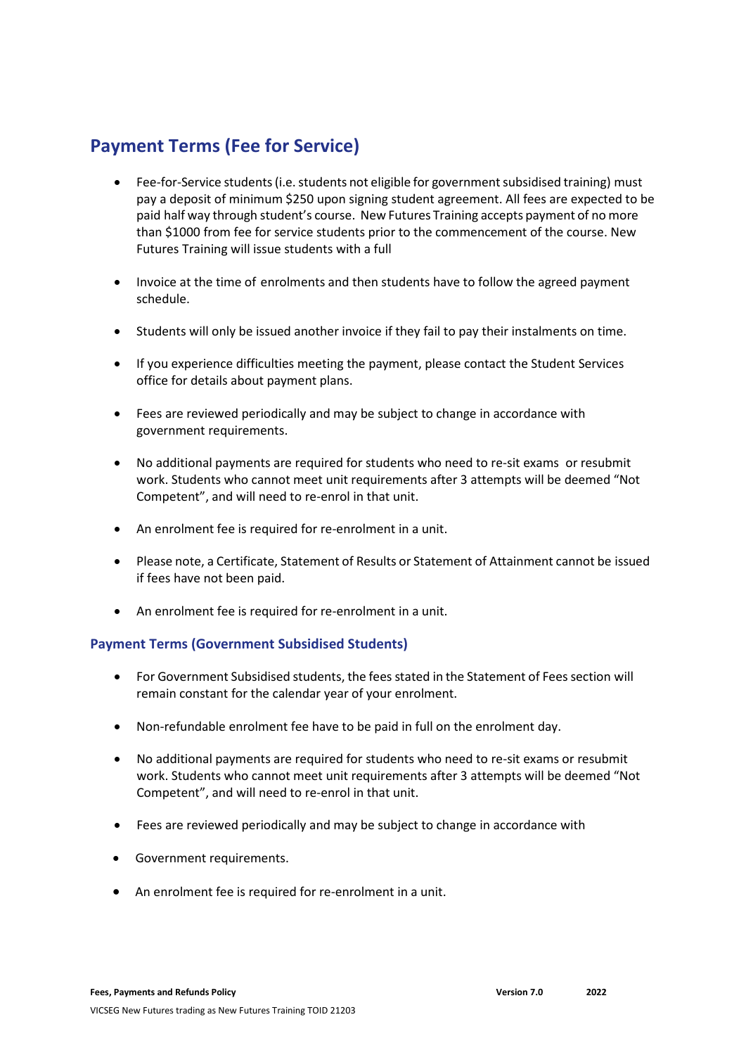## Payment Terms (Fee for Service)

- Fee-for-Service students (i.e. students not eligible for government subsidised training) must pay a deposit of minimum $250 upon signing student agreement. All fees are expected to be paid half way through student's course. New Futures Training accepts payment of no more than $1000 from fee for service students prior to the commencement of the course. New Futures Training will issue students with a full

- Invoice at the time of enrolments and then students have to follow the agreed payment schedule.

- Students will only be issued another invoice if they fail to pay their instalments on time.

- If you experience difficulties meeting the payment, please contact the Student Services office for details about payment plans.

- Fees are reviewed periodically and may be subject to change in accordance with government requirements.

- No additional payments are required for students who need to re-sit exams or resubmit work. Students who cannot meet unit requirements after 3 attempts will be deemed "Not Competent", and will need to re-enrol in that unit.

- An enrolment fee is required for re-enrolment in a unit.

- Please note, a Certificate, Statement of Results or Statement of Attainment cannot be issued if fees have not been paid.

- An enrolment fee is required for re-enrolment in a unit.

### Payment Terms (Government Subsidised Students)

- For Government Subsidised students, the fees stated in the Statement of Fees section will remain constant for the calendar year of your enrolment.

- Non-refundable enrolment fee have to be paid in full on the enrolment day.

- No additional payments are required for students who need to re-sit exams or resubmit work. Students who cannot meet unit requirements after 3 attempts will be deemed "Not Competent", and will need to re-enrol in that unit.

- Fees are reviewed periodically and may be subject to change in accordance with

- Government requirements.

- An enrolment fee is required for re-enrolment in a unit.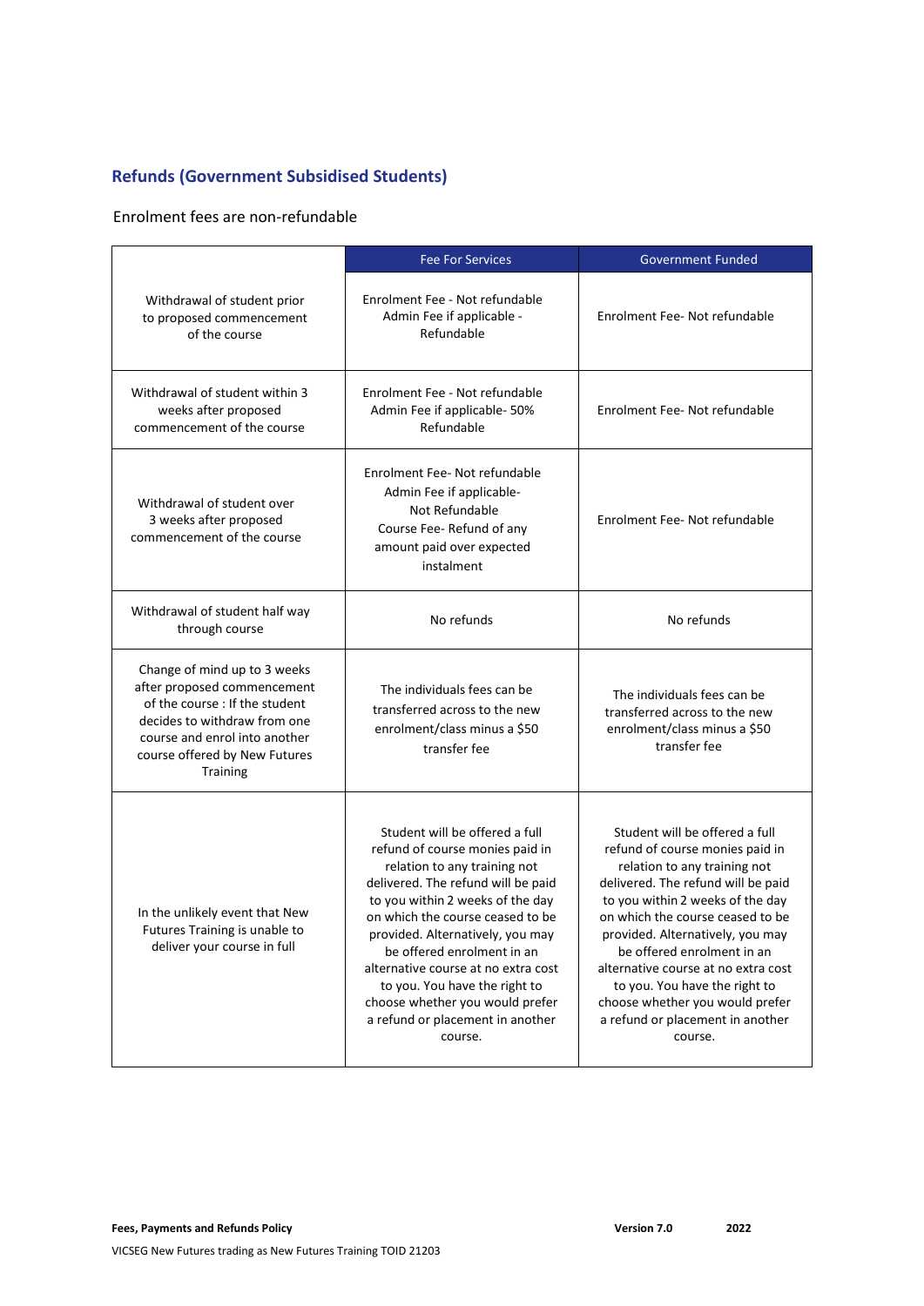## Refunds (Government Subsidised Students)

Enrolment fees are non-refundable

| | Fee For Services | Government Funded |
|---|---|---|
| Withdrawal of student prior to proposed commencement of the course | Enrolment Fee - Not refundable<br>Admin Fee if applicable - Refundable | Enrolment Fee- Not refundable |
| Withdrawal of student within 3 weeks after proposed commencement of the course | Enrolment Fee - Not refundable<br>Admin Fee if applicable- 50% Refundable | Enrolment Fee- Not refundable |
| Withdrawal of student over 3 weeks after proposed commencement of the course | Enrolment Fee- Not refundable<br>Admin Fee if applicable- Not Refundable<br>Course Fee- Refund of any amount paid over expected instalment | Enrolment Fee- Not refundable |
| Withdrawal of student half way through course | No refunds | No refunds |
| Change of mind up to 3 weeks after proposed commencement of the course : If the student decides to withdraw from one course and enrol into another course offered by New Futures Training | The individuals fees can be transferred across to the new enrolment/class minus a $50 transfer fee | The individuals fees can be transferred across to the new enrolment/class minus a $50 transfer fee |
| In the unlikely event that New Futures Training is unable to deliver your course in full | Student will be offered a full refund of course monies paid in relation to any training not delivered. The refund will be paid to you within 2 weeks of the day on which the course ceased to be provided. Alternatively, you may be offered enrolment in an alternative course at no extra cost to you. You have the right to choose whether you would prefer a refund or placement in another course. | Student will be offered a full refund of course monies paid in relation to any training not delivered. The refund will be paid to you within 2 weeks of the day on which the course ceased to be provided. Alternatively, you may be offered enrolment in an alternative course at no extra cost to you. You have the right to choose whether you would prefer a refund or placement in another course. |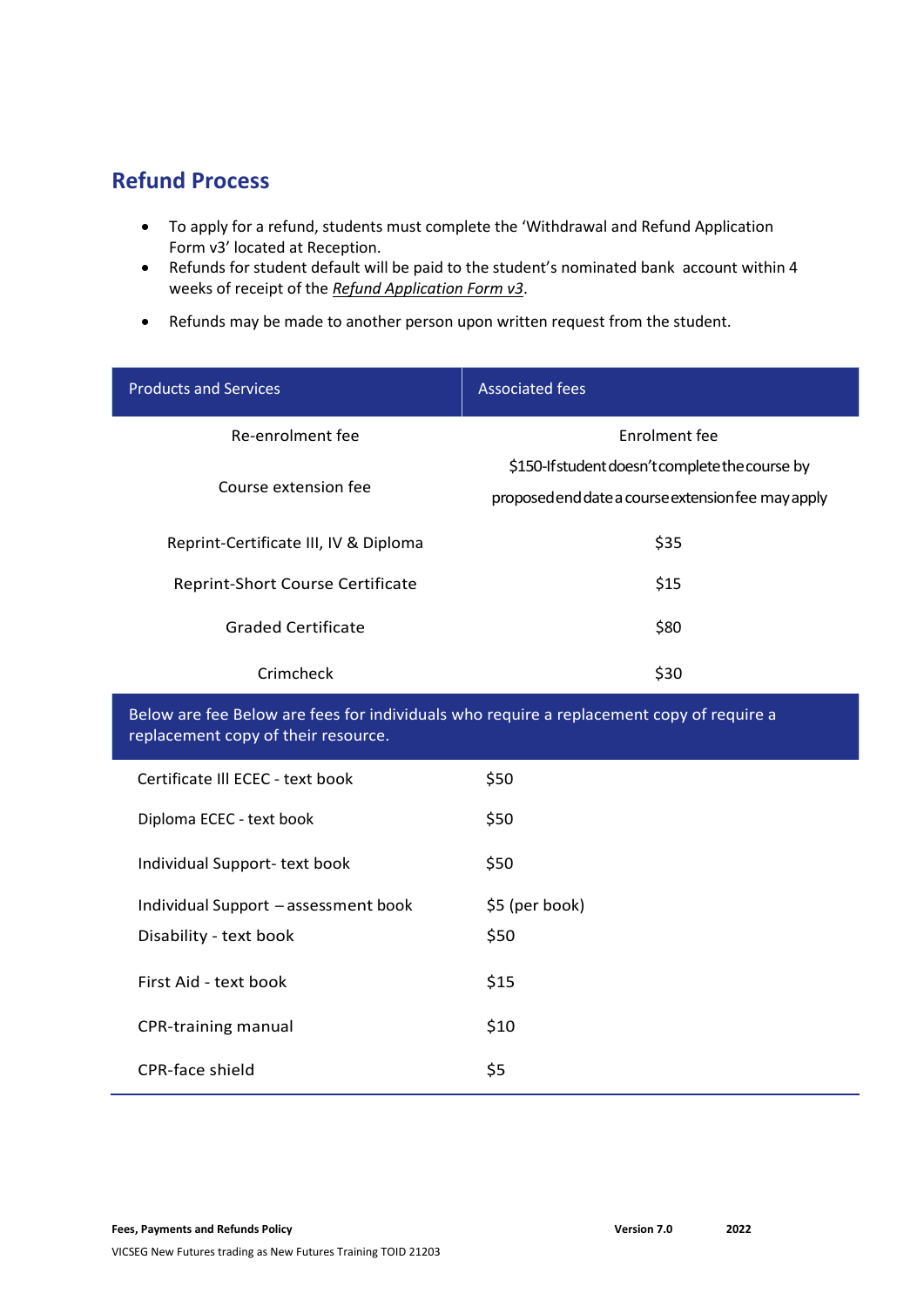## Refund Process

- To apply for a refund, students must complete the 'Withdrawal and Refund Application Form v3' located at Reception.
- Refunds for student default will be paid to the student's nominated bank account within 4 weeks of receipt of the *Refund Application Form v3*.
- Refunds may be made to another person upon written request from the student.

| Products and Services | Associated fees |
|---|---|
| Re-enrolment fee | Enrolment fee |
| Course extension fee | $150-If student doesn't complete the course by proposed end date a course extension fee may apply |
| Reprint-Certificate III, IV & Diploma | $35 |
| Reprint-Short Course Certificate | $15 |
| Graded Certificate | $80 |
| Crimcheck | $30 |
| **Below are fee Below are fees for individuals who require a replacement copy of require a replacement copy of their resource.** | |
| Certificate III ECEC - text book | $50 |
| Diploma ECEC - text book | $50 |
| Individual Support- text book | $50 |
| Individual Support – assessment book | $5 (per book) |
| Disability - text book | $50 |
| First Aid - text book | $15 |
| CPR-training manual | $10 |
| CPR-face shield | $5 |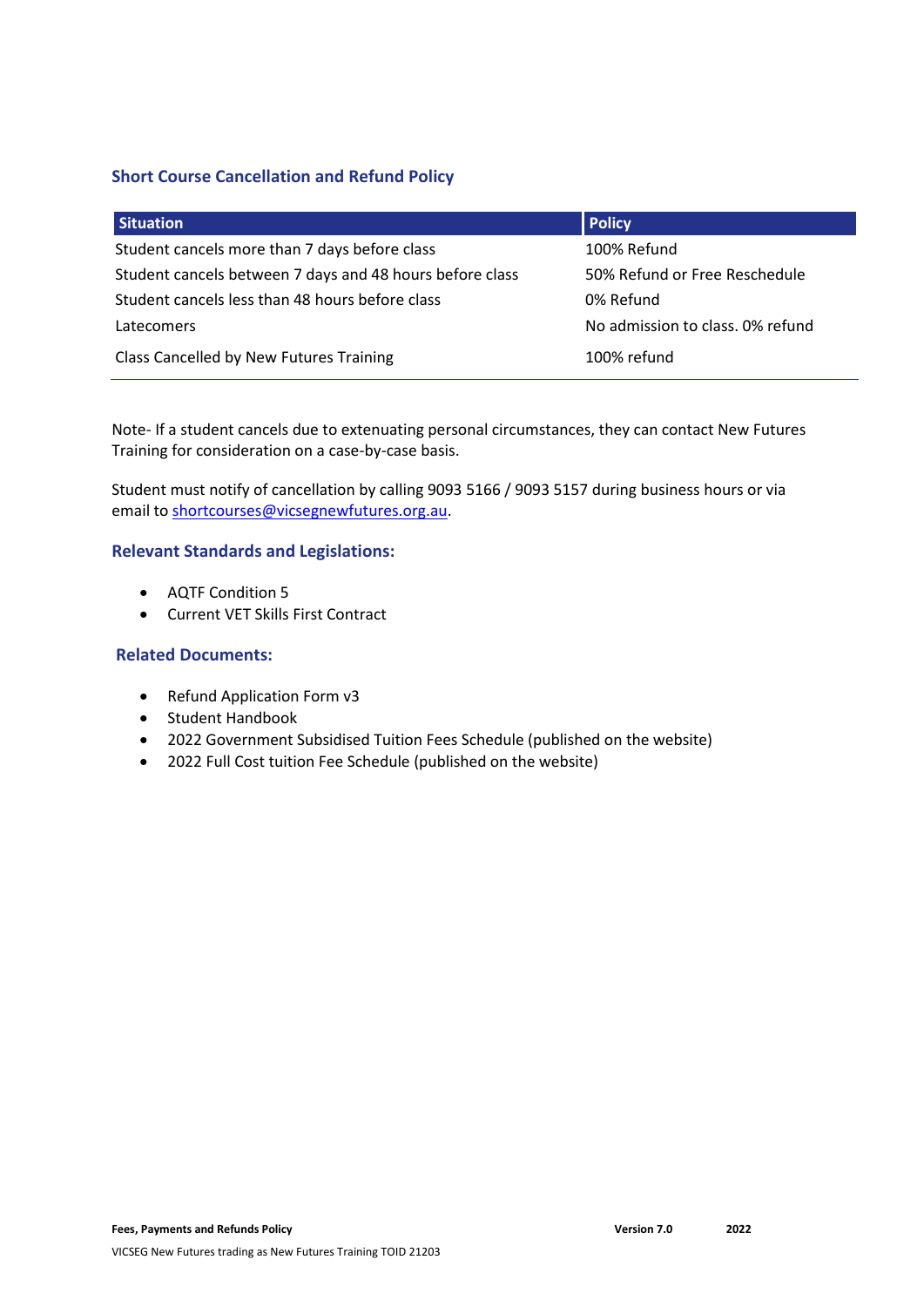### Short Course Cancellation and Refund Policy

| Situation | Policy |
| --- | --- |
| Student cancels more than 7 days before class | 100% Refund |
| Student cancels between 7 days and 48 hours before class | 50% Refund or Free Reschedule |
| Student cancels less than 48 hours before class | 0% Refund |
| Latecomers | No admission to class. 0% refund |
| Class Cancelled by New Futures Training | 100% refund |

Note- If a student cancels due to extenuating personal circumstances, they can contact New Futures Training for consideration on a case-by-case basis.

Student must notify of cancellation by calling 9093 5166 / 9093 5157 during business hours or via email to shortcourses@vicsegnewfutures.org.au.

### Relevant Standards and Legislations:

- AQTF Condition 5
- Current VET Skills First Contract

### Related Documents:

- Refund Application Form v3
- Student Handbook
- 2022 Government Subsidised Tuition Fees Schedule (published on the website)
- 2022 Full Cost tuition Fee Schedule (published on the website)